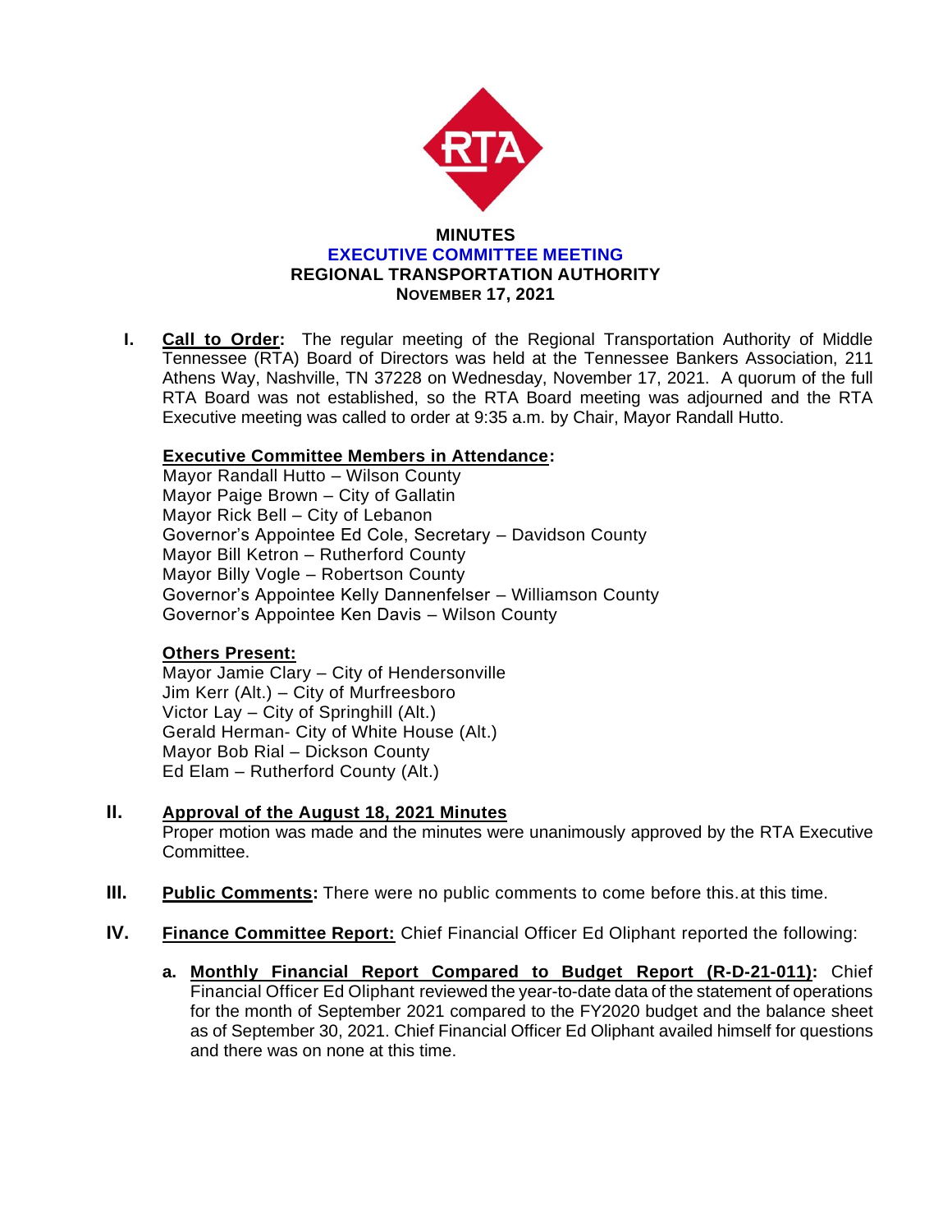# MINUTES
## EXECUTIVE COMMITTEE MEETING
## REGIONAL TRANSPORTATION AUTHORITY
### NOVEMBER 17, 2021

**I. Call to Order:** The regular meeting of the Regional Transportation Authority of Middle Tennessee (RTA) Board of Directors was held at the Tennessee Bankers Association, 211 Athens Way, Nashville, TN 37228 on Wednesday, November 17, 2021. A quorum of the full RTA Board was not established, so the RTA Board meeting was adjourned and the RTA Executive meeting was called to order at 9:35 a.m. by Chair, Mayor Randall Hutto.

**Executive Committee Members in Attendance:**

Mayor Randall Hutto – Wilson County
Mayor Paige Brown – City of Gallatin
Mayor Rick Bell – City of Lebanon
Governor's Appointee Ed Cole, Secretary – Davidson County
Mayor Bill Ketron – Rutherford County
Mayor Billy Vogle – Robertson County
Governor's Appointee Kelly Dannenfelser – Williamson County
Governor's Appointee Ken Davis – Wilson County

**Others Present:**

Mayor Jamie Clary – City of Hendersonville
Jim Kerr (Alt.) – City of Murfreesboro
Victor Lay – City of Springhill (Alt.)
Gerald Herman- City of White House (Alt.)
Mayor Bob Rial – Dickson County
Ed Elam – Rutherford County (Alt.)

**II. Approval of the August 18, 2021 Minutes**

Proper motion was made and the minutes were unanimously approved by the RTA Executive Committee.

**III. Public Comments:** There were no public comments to come before this.at this time.

**IV. Finance Committee Report:** Chief Financial Officer Ed Oliphant reported the following:

**a. Monthly Financial Report Compared to Budget Report (R-D-21-011):** Chief Financial Officer Ed Oliphant reviewed the year-to-date data of the statement of operations for the month of September 2021 compared to the FY2020 budget and the balance sheet as of September 30, 2021. Chief Financial Officer Ed Oliphant availed himself for questions and there was on none at this time.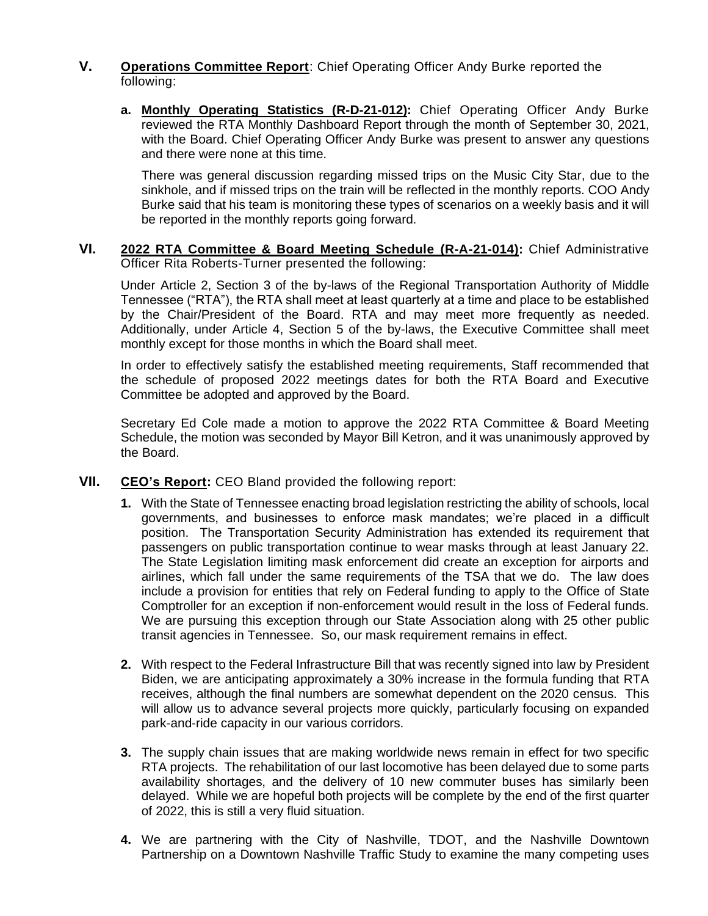**V.** **Operations Committee Report**: Chief Operating Officer Andy Burke reported the following:

**a.** **Monthly Operating Statistics (R-D-21-012):** Chief Operating Officer Andy Burke reviewed the RTA Monthly Dashboard Report through the month of September 30, 2021, with the Board. Chief Operating Officer Andy Burke was present to answer any questions and there were none at this time.

There was general discussion regarding missed trips on the Music City Star, due to the sinkhole, and if missed trips on the train will be reflected in the monthly reports. COO Andy Burke said that his team is monitoring these types of scenarios on a weekly basis and it will be reported in the monthly reports going forward.

**VI.** **2022 RTA Committee & Board Meeting Schedule (R-A-21-014):** Chief Administrative Officer Rita Roberts-Turner presented the following:

Under Article 2, Section 3 of the by-laws of the Regional Transportation Authority of Middle Tennessee ("RTA"), the RTA shall meet at least quarterly at a time and place to be established by the Chair/President of the Board. RTA and may meet more frequently as needed. Additionally, under Article 4, Section 5 of the by-laws, the Executive Committee shall meet monthly except for those months in which the Board shall meet.

In order to effectively satisfy the established meeting requirements, Staff recommended that the schedule of proposed 2022 meetings dates for both the RTA Board and Executive Committee be adopted and approved by the Board.

Secretary Ed Cole made a motion to approve the 2022 RTA Committee & Board Meeting Schedule, the motion was seconded by Mayor Bill Ketron, and it was unanimously approved by the Board.

**VII.** **CEO's Report:** CEO Bland provided the following report:

1. With the State of Tennessee enacting broad legislation restricting the ability of schools, local governments, and businesses to enforce mask mandates; we're placed in a difficult position. The Transportation Security Administration has extended its requirement that passengers on public transportation continue to wear masks through at least January 22. The State Legislation limiting mask enforcement did create an exception for airports and airlines, which fall under the same requirements of the TSA that we do. The law does include a provision for entities that rely on Federal funding to apply to the Office of State Comptroller for an exception if non-enforcement would result in the loss of Federal funds. We are pursuing this exception through our State Association along with 25 other public transit agencies in Tennessee. So, our mask requirement remains in effect.

2. With respect to the Federal Infrastructure Bill that was recently signed into law by President Biden, we are anticipating approximately a 30% increase in the formula funding that RTA receives, although the final numbers are somewhat dependent on the 2020 census. This will allow us to advance several projects more quickly, particularly focusing on expanded park-and-ride capacity in our various corridors.

3. The supply chain issues that are making worldwide news remain in effect for two specific RTA projects. The rehabilitation of our last locomotive has been delayed due to some parts availability shortages, and the delivery of 10 new commuter buses has similarly been delayed. While we are hopeful both projects will be complete by the end of the first quarter of 2022, this is still a very fluid situation.

4. We are partnering with the City of Nashville, TDOT, and the Nashville Downtown Partnership on a Downtown Nashville Traffic Study to examine the many competing uses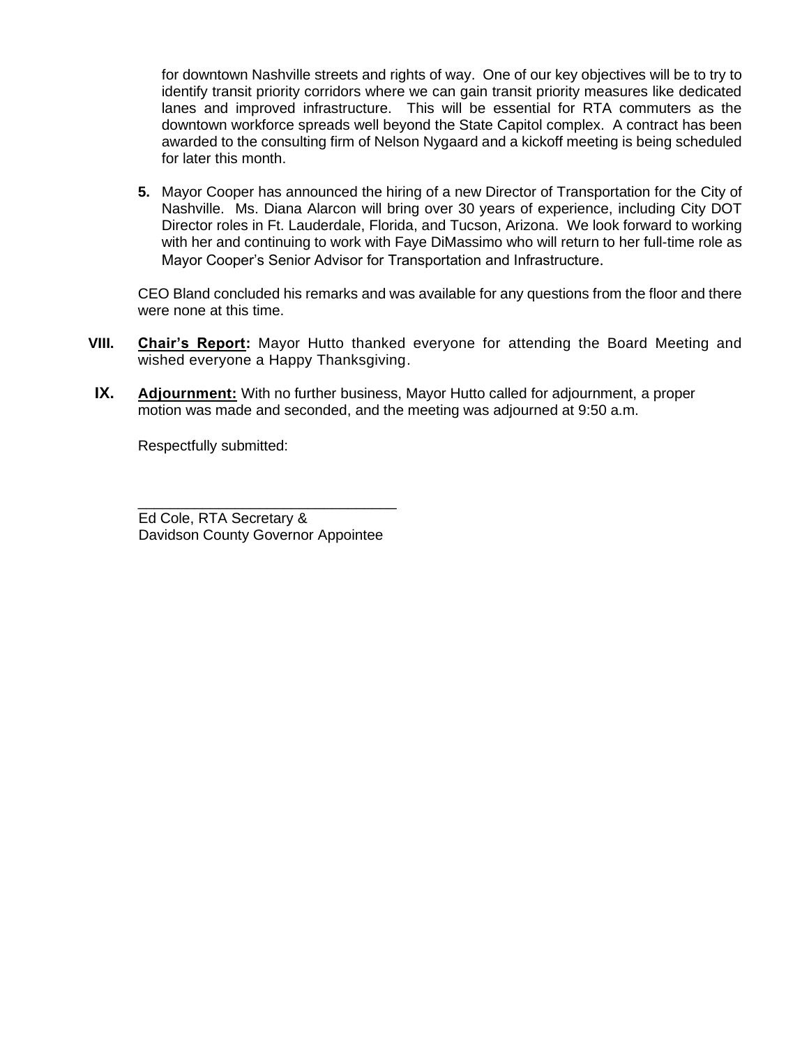for downtown Nashville streets and rights of way. One of our key objectives will be to try to identify transit priority corridors where we can gain transit priority measures like dedicated lanes and improved infrastructure. This will be essential for RTA commuters as the downtown workforce spreads well beyond the State Capitol complex. A contract has been awarded to the consulting firm of Nelson Nygaard and a kickoff meeting is being scheduled for later this month.

5. Mayor Cooper has announced the hiring of a new Director of Transportation for the City of Nashville. Ms. Diana Alarcon will bring over 30 years of experience, including City DOT Director roles in Ft. Lauderdale, Florida, and Tucson, Arizona. We look forward to working with her and continuing to work with Faye DiMassimo who will return to her full-time role as Mayor Cooper's Senior Advisor for Transportation and Infrastructure.

CEO Bland concluded his remarks and was available for any questions from the floor and there were none at this time.

**VIII. Chair's Report:** Mayor Hutto thanked everyone for attending the Board Meeting and wished everyone a Happy Thanksgiving.

**IX. Adjournment:** With no further business, Mayor Hutto called for adjournment, a proper motion was made and seconded, and the meeting was adjourned at 9:50 a.m.

Respectfully submitted:

\_\_\_\_\_\_\_\_\_\_\_\_\_\_\_\_\_\_\_\_\_\_\_\_\_\_\_\_\_\_\_\_

Ed Cole, RTA Secretary &
Davidson County Governor Appointee